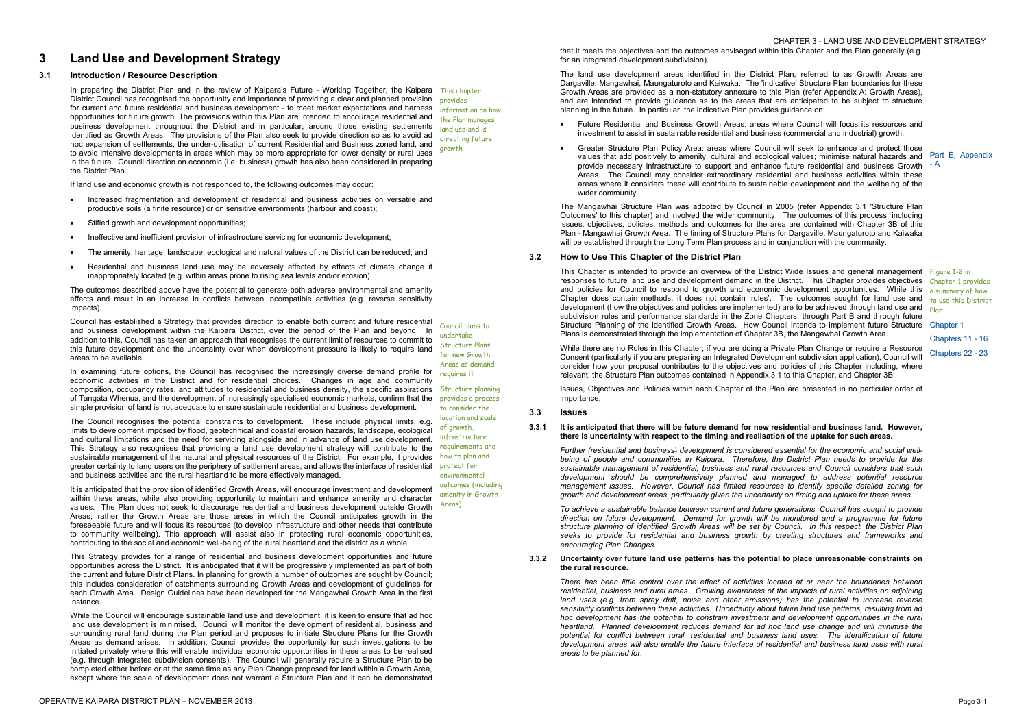# 3 Land Use and Development Strategy

## 3.1 Introduction / Resource Description

In preparing the District Plan and in the review of Kaipara's Future - Working Together, the Kaipara District Council has recognised the opportunity and importance of providing a clear and planned provision for current and future residential and business development - to meet market expectations and harness opportunities for future growth. The provisions within this Plan are intended to encourage residential and business development throughout the District and in particular, around those existing settlements identified as Growth Areas. The provisions of the Plan also seek to provide direction so as to avoid ad hoc expansion of settlements, the under-utilisation of current Residential and Business zoned land, and to avoid intensive developments in areas which may be more appropriate for lower density or rural uses in the future. Council direction on economic (i.e. business) growth has also been considered in preparing the District Plan.

*This chapter provides information on how the Plan manages land use and is directing future growth*

If land use and economic growth is not responded to, the following outcomes may occur:

- Increased fragmentation and development of residential and business activities on versatile and productive soils (a finite resource) or on sensitive environments (harbour and coast);
- Stifled growth and development opportunities;
- Ineffective and inefficient provision of infrastructure servicing for economic development;
- The amenity, heritage, landscape, ecological and natural values of the District can be reduced; and
- Residential and business land use may be adversely affected by effects of climate change if inappropriately located (e.g. within areas prone to rising sea levels and/or erosion).

The outcomes described above have the potential to generate both adverse environmental and amenity effects and result in an increase in conflicts between incompatible activities (e.g. reverse sensitivity impacts).

Council has established a Strategy that provides direction to enable both current and future residential and business development within the Kaipara District, over the period of the Plan and beyond. In addition to this, Council has taken an approach that recognises the current limit of resources to commit to this future development and the uncertainty over when development pressure is likely to require land areas to be available.

*Council plans to undertake Structure Plans for new Growth Areas as demand requires it*

In examining future options, the Council has recognised the increasingly diverse demand profile for economic activities in the District and for residential choices. Changes in age and community composition, occupancy rates, and attitudes to residential and business density, the specific aspirations of Tangata Whenua, and the development of increasingly specialised economic markets, confirm that the simple provision of land is not adequate to ensure sustainable residential and business development.

*Structure planning provides a process to consider the location and scale of growth, infrastructure requirements and how to plan and protect for environmental outcomes (including amenity in Growth Areas)*

The Council recognises the potential constraints to development. These include physical limits, e.g. limits to development imposed by flood, geotechnical and coastal erosion hazards, landscape, ecological and cultural limitations and the need for servicing alongside and in advance of land use development. This Strategy also recognises that providing a land use development strategy will contribute to the sustainable management of the natural and physical resources of the District. For example, it provides greater certainty to land users on the periphery of settlement areas, and allows the interface of residential and business activities and the rural heartland to be more effectively managed.

It is anticipated that the provision of identified Growth Areas, will encourage investment and development within these areas, while also providing opportunity to maintain and enhance amenity and character values. The Plan does not seek to discourage residential and business development outside Growth Areas; rather the Growth Areas are those areas in which the Council anticipates growth in the foreseeable future and will focus its resources (to develop infrastructure and other needs that contribute to community wellbeing). This approach will assist also in protecting rural economic opportunities, contributing to the social and economic well-being of the rural heartland and the district as a whole.

This Strategy provides for a range of residential and business development opportunities and future opportunities across the District. It is anticipated that it will be progressively implemented as part of both the current and future District Plans. In planning for growth a number of outcomes are sought by Council; this includes consideration of catchments surrounding Growth Areas and development of guidelines for each Growth Area. Design Guidelines have been developed for the Mangawhai Growth Area in the first instance.

While the Council will encourage sustainable land use and development, it is keen to ensure that ad hoc land use development is minimised. Council will monitor the development of residential, business and surrounding rural land during the Plan period and proposes to initiate Structure Plans for the Growth Areas as demand arises. In addition, Council provides the opportunity for such investigations to be initiated privately where this will enable individual economic opportunities in these areas to be realised (e.g. through integrated subdivision consents). The Council will generally require a Structure Plan to be completed either before or at the same time as any Plan Change proposed for land within a Growth Area, except where the scale of development does not warrant a Structure Plan and it can be demonstrated that it meets the objectives and the outcomes envisaged within this Chapter and the Plan generally (e.g. for an integrated development subdivision).

The land use development areas identified in the District Plan, referred to as Growth Areas are Dargaville, Mangawhai, Maungaturoto and Kaiwaka. The 'indicative' Structure Plan boundaries for these Growth Areas are provided as a non-statutory annexure to this Plan (refer Appendix A: Growth Areas), and are intended to provide guidance as to the areas that are anticipated to be subject to structure planning in the future. In particular, the indicative Plan provides guidance on:

- Future Residential and Business Growth Areas: areas where Council will focus its resources and investment to assist in sustainable residential and business (commercial and industrial) growth.
- Greater Structure Plan Policy Area: areas where Council will seek to enhance and protect those values that add positively to amenity, cultural and ecological values; minimise natural hazards and provide necessary infrastructure to support and enhance future residential and business Growth Areas. The Council may consider extraordinary residential and business activities within these areas where it considers these will contribute to sustainable development and the wellbeing of the wider community.

*Part E, Appendix - A*

The Mangawhai Structure Plan was adopted by Council in 2005 (refer Appendix 3.1 'Structure Plan Outcomes' to this chapter) and involved the wider community. The outcomes of this process, including issues, objectives, policies, methods and outcomes for the area are contained with Chapter 3B of this Plan - Mangawhai Growth Area. The timing of Structure Plans for Dargaville, Maungaturoto and Kaiwaka will be established through the Long Term Plan process and in conjunction with the community.

## 3.2 How to Use This Chapter of the District Plan

This Chapter is intended to provide an overview of the District Wide Issues and general management responses to future land use and development demand in the District. This Chapter provides objectives and policies for Council to respond to growth and economic development opportunities. While this Chapter does contain methods, it does not contain 'rules'. The outcomes sought for land use and development (how the objectives and policies are implemented) are to be achieved through land use and subdivision rules and performance standards in the Zone Chapters, through Part B and through future Structure Planning of the identified Growth Areas. How Council intends to implement future Structure Plans is demonstrated through the implementation of Chapter 3B, the Mangawhai Growth Area.

*Figure 1-2 in Chapter 1 provides a summary of how to use this District Plan*

*Chapter 1*

*Chapters 11 - 16*

*Chapters 22 - 23*

While there are no Rules in this Chapter, if you are doing a Private Plan Change or require a Resource Consent (particularly if you are preparing an Integrated Development subdivision application), Council will consider how your proposal contributes to the objectives and policies of this Chapter including, where relevant, the Structure Plan outcomes contained in Appendix 3.1 to this Chapter, and Chapter 3B.

Issues, Objectives and Policies within each Chapter of the Plan are presented in no particular order of importance.

## 3.3 Issues

### 3.3.1 It is anticipated that there will be future demand for new residential and business land. However, there is uncertainty with respect to the timing and realisation of the uptake for such areas.

*Further (residential and business) development is considered essential for the economic and social well-being of people and communities in Kaipara. Therefore, the District Plan needs to provide for the sustainable management of residential, business and rural resources and Council considers that such development should be comprehensively planned and managed to address potential resource management issues. However, Council has limited resources to identify specific detailed zoning for growth and development areas, particularly given the uncertainty on timing and uptake for these areas.*

*To achieve a sustainable balance between current and future generations, Council has sought to provide direction on future development. Demand for growth will be monitored and a programme for future structure planning of identified Growth Areas will be set by Council. In this respect, the District Plan seeks to provide for residential and business growth by creating structures and frameworks and encouraging Plan Changes.*

### 3.3.2 Uncertainty over future land use patterns has the potential to place unreasonable constraints on the rural resource.

*There has been little control over the effect of activities located at or near the boundaries between residential, business and rural areas. Growing awareness of the impacts of rural activities on adjoining land uses (e.g. from spray drift, noise and other emissions) has the potential to increase reverse sensitivity conflicts between these activities. Uncertainty about future land use patterns, resulting from ad hoc development has the potential to constrain investment and development opportunities in the rural heartland. Planned development reduces demand for ad hoc land use change and will minimise the potential for conflict between rural, residential and business land uses. The identification of future development areas will also enable the future interface of residential and business land uses with rural areas to be planned for.*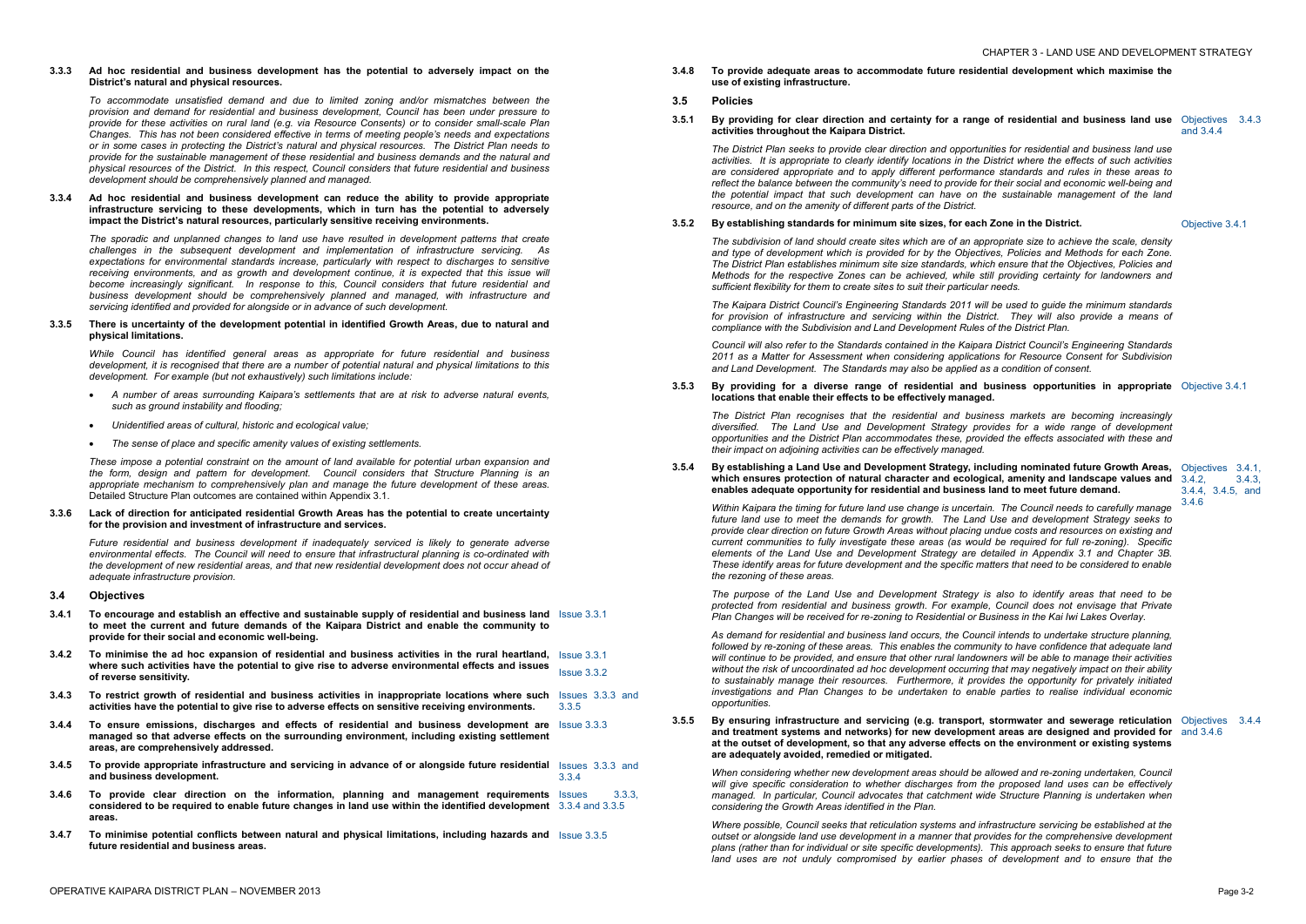**3.3.3 Ad hoc residential and business development has the potential to adversely impact on the District's natural and physical resources.**

*To accommodate unsatisfied demand and due to limited zoning and/or mismatches between the provision and demand for residential and business development, Council has been under pressure to provide for these activities on rural land (e.g. via Resource Consents) or to consider small-scale Plan Changes. This has not been considered effective in terms of meeting people's needs and expectations or in some cases in protecting the District's natural and physical resources. The District Plan needs to provide for the sustainable management of these residential and business demands and the natural and physical resources of the District. In this respect, Council considers that future residential and business development should be comprehensively planned and managed.*

**3.3.4 Ad hoc residential and business development can reduce the ability to provide appropriate infrastructure servicing to these developments, which in turn has the potential to adversely impact the District's natural resources, particularly sensitive receiving environments.**

*The sporadic and unplanned changes to land use have resulted in development patterns that create challenges in the subsequent development and implementation of infrastructure servicing. As expectations for environmental standards increase, particularly with respect to discharges to sensitive receiving environments, and as growth and development continue, it is expected that this issue will become increasingly significant. In response to this, Council considers that future residential and business development should be comprehensively planned and managed, with infrastructure and servicing identified and provided for alongside or in advance of such development.*

**3.3.5 There is uncertainty of the development potential in identified Growth Areas, due to natural and physical limitations.**

*While Council has identified general areas as appropriate for future residential and business development, it is recognised that there are a number of potential natural and physical limitations to this development. For example (but not exhaustively) such limitations include:*

- *A number of areas surrounding Kaipara's settlements that are at risk to adverse natural events, such as ground instability and flooding;*
- *Unidentified areas of cultural, historic and ecological value;*
- *The sense of place and specific amenity values of existing settlements.*

*These impose a potential constraint on the amount of land available for potential urban expansion and the form, design and pattern for development. Council considers that Structure Planning is an appropriate mechanism to comprehensively plan and manage the future development of these areas.* Detailed Structure Plan outcomes are contained within Appendix 3.1.

**3.3.6 Lack of direction for anticipated residential Growth Areas has the potential to create uncertainty for the provision and investment of infrastructure and services.**

*Future residential and business development if inadequately serviced is likely to generate adverse environmental effects. The Council will need to ensure that infrastructural planning is co-ordinated with the development of new residential areas, and that new residential development does not occur ahead of adequate infrastructure provision.*

## 3.4 Objectives

**3.4.1 To encourage and establish an effective and sustainable supply of residential and business land to meet the current and future demands of the Kaipara District and enable the community to provide for their social and economic well-being.** — Issue 3.3.1

**3.4.2 To minimise the ad hoc expansion of residential and business activities in the rural heartland, where such activities have the potential to give rise to adverse environmental effects and issues of reverse sensitivity.** — Issue 3.3.1, Issue 3.3.2

**3.4.3 To restrict growth of residential and business activities in inappropriate locations where such activities have the potential to give rise to adverse effects on sensitive receiving environments.** — Issues 3.3.3 and 3.3.5

**3.4.4 To ensure emissions, discharges and effects of residential and business development are managed so that adverse effects on the surrounding environment, including existing settlement areas, are comprehensively addressed.** — Issue 3.3.3

**3.4.5 To provide appropriate infrastructure and servicing in advance of or alongside future residential and business development.** — Issues 3.3.3 and 3.3.4

**3.4.6 To provide clear direction on the information, planning and management requirements considered to be required to enable future changes in land use within the identified development areas.** — Issues 3.3.3, 3.3.4 and 3.3.5

**3.4.7 To minimise potential conflicts between natural and physical limitations, including hazards and future residential and business areas.** — Issue 3.3.5

**3.4.8 To provide adequate areas to accommodate future residential development which maximise the use of existing infrastructure.**

## 3.5 Policies

**3.5.1 By providing for clear direction and certainty for a range of residential and business land use activities throughout the Kaipara District.** — Objectives 3.4.3 and 3.4.4

*The District Plan seeks to provide clear direction and opportunities for residential and business land use activities. It is appropriate to clearly identify locations in the District where the effects of such activities are considered appropriate and to apply different performance standards and rules in these areas to reflect the balance between the community's need to provide for their social and economic well-being and the potential impact that such development can have on the sustainable management of the land resource, and on the amenity of different parts of the District.*

**3.5.2 By establishing standards for minimum site sizes, for each Zone in the District.** — Objective 3.4.1

*The subdivision of land should create sites which are of an appropriate size to achieve the scale, density and type of development which is provided for by the Objectives, Policies and Methods for each Zone. The District Plan establishes minimum site size standards, which ensure that the Objectives, Policies and Methods for the respective Zones can be achieved, while still providing certainty for landowners and sufficient flexibility for them to create sites to suit their particular needs.*

*The Kaipara District Council's Engineering Standards 2011 will be used to guide the minimum standards for provision of infrastructure and servicing within the District. They will also provide a means of compliance with the Subdivision and Land Development Rules of the District Plan.*

*Council will also refer to the Standards contained in the Kaipara District Council's Engineering Standards 2011 as a Matter for Assessment when considering applications for Resource Consent for Subdivision and Land Development. The Standards may be applied as a condition of consent.*

**3.5.3 By providing for a diverse range of residential and business opportunities in appropriate locations that enable their effects to be effectively managed.** — Objective 3.4.1

*The District Plan recognises that the residential and business markets are becoming increasingly diversified. The Land Use and Development Strategy provides for a wide range of development opportunities and the District Plan accommodates these, provided the effects associated with these and their impact on adjoining activities can be effectively managed.*

**3.5.4 By establishing a Land Use and Development Strategy, including nominated future Growth Areas, which ensures protection of natural character and ecological, amenity and landscape values and enables adequate opportunity for residential and business land to meet future demand.** — Objectives 3.4.1, 3.4.2, 3.4.3, 3.4.4, 3.4.5, and 3.4.6

*Within Kaipara the timing for future land use change is uncertain. The Council needs to carefully manage future land use to meet the demands for growth. The Land Use and development Strategy seeks to provide clear direction on future Growth Areas without placing undue costs and resources on existing and current communities to fully investigate these areas (as would be required for full re-zoning). Specific elements of the Land Use and Development Strategy are detailed in Appendix 3.1 and Chapter 3B. These identify areas for future development and the specific matters that need to be considered to enable the rezoning of these areas.*

*The purpose of the Land Use and Development Strategy is also to identify areas that need to be protected from residential and business growth. For example, Council does not envisage that Private Plan Changes will be received for re-zoning to Residential or Business in the Kai Iwi Lakes Overlay.*

*As demand for residential and business land occurs, the Council intends to undertake structure planning, followed by re-zoning of these areas. This enables the community to have confidence that adequate land will continue to be provided, and ensure that other rural landowners will be able to manage their activities without the risk of uncoordinated ad hoc development occurring that may negatively impact on their ability to sustainably manage their resources. Furthermore, it provides the opportunity for privately initiated investigations and Plan Changes to be undertaken to enable parties to realise individual economic opportunities.*

**3.5.5 By ensuring infrastructure and servicing (e.g. transport, stormwater and sewerage reticulation and treatment systems and networks) for new development areas are designed and provided for at the outset of development, so that any adverse effects on the environment or existing systems are adequately avoided, remedied or mitigated.** — Objectives 3.4.4 and 3.4.6

*When considering whether new development areas should be allowed and re-zoning undertaken, Council will give specific consideration to whether discharges from the proposed land uses can be effectively managed. In particular, Council advocates that catchment wide Structure Planning is undertaken when considering the Growth Areas identified in the Plan.*

*Where possible, Council seeks that reticulation systems and infrastructure servicing be established at the outset or alongside land use development in a manner that provides for the comprehensive development plans (rather than for individual or site specific developments). This approach seeks to ensure that future land uses are not unduly compromised by earlier phases of development and to ensure that the*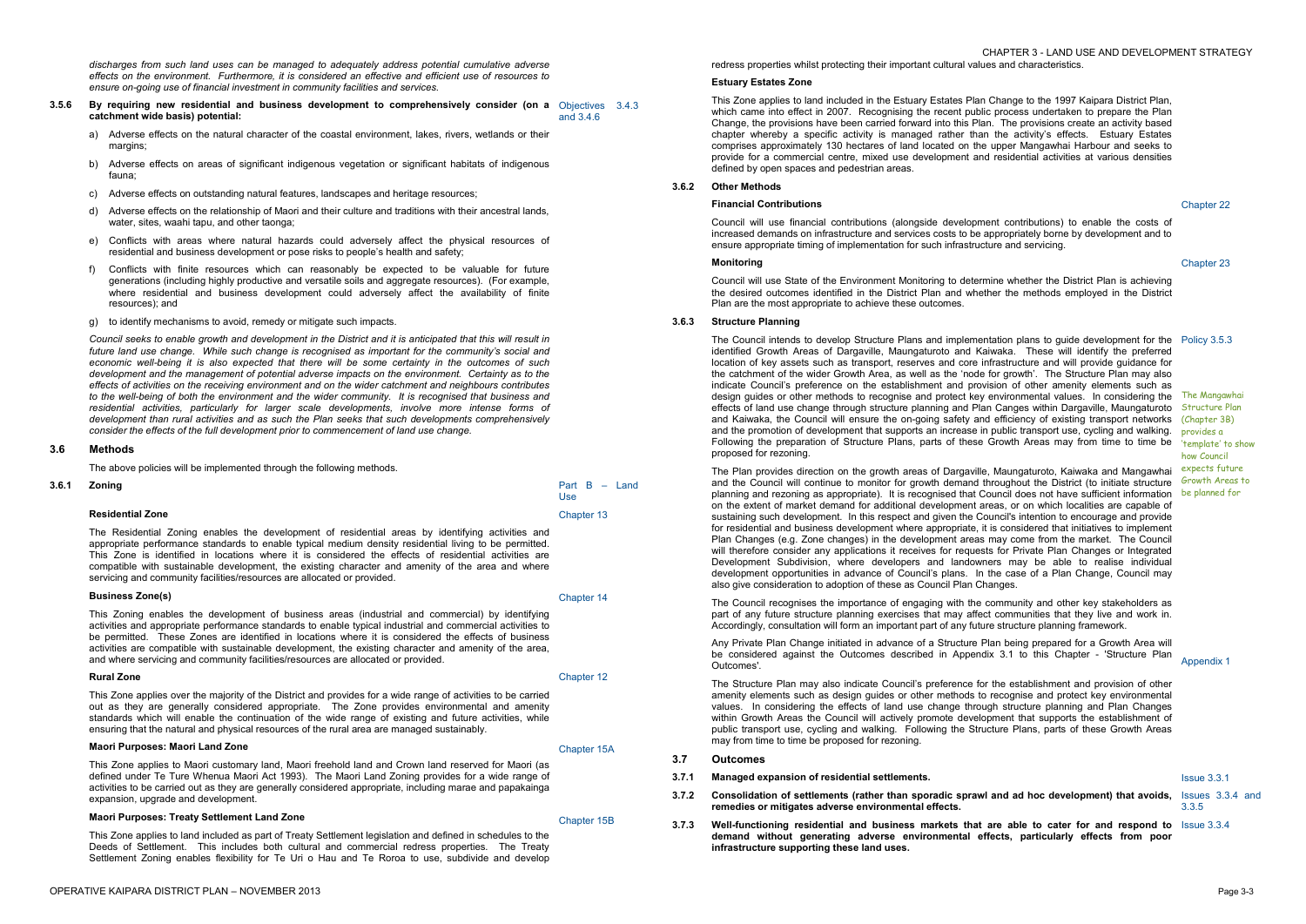*discharges from such land uses can be managed to adequately address potential cumulative adverse effects on the environment. Furthermore, it is considered an effective and efficient use of resources to ensure on-going use of financial investment in community facilities and services.*

**3.5.6 By requiring new residential and business development to comprehensively consider (on a catchment wide basis) potential:** Objectives 3.4.3 and 3.4.6

a) Adverse effects on the natural character of the coastal environment, lakes, rivers, wetlands or their margins;

b) Adverse effects on areas of significant indigenous vegetation or significant habitats of indigenous fauna;

c) Adverse effects on outstanding natural features, landscapes and heritage resources;

d) Adverse effects on the relationship of Maori and their culture and traditions with their ancestral lands, water, sites, waahi tapu, and other taonga;

e) Conflicts with areas where natural hazards could adversely affect the physical resources of residential and business development or pose risks to people's health and safety;

f) Conflicts with finite resources which can reasonably be expected to be valuable for future generations (including highly productive and versatile soils and aggregate resources). (For example, where residential and business development could adversely affect the availability of finite resources); and

g) to identify mechanisms to avoid, remedy or mitigate such impacts.

*Council seeks to enable growth and development in the District and it is anticipated that this will result in future land use change. While such change is recognised as important for the community's social and economic well-being it is also expected that there will be some certainty in the outcomes of such development and the management of potential adverse impacts on the environment. Certainty as to the effects of activities on the receiving environment and on the wider catchment and neighbours contributes to the well-being of both the environment and the wider community. It is recognised that business and residential activities, particularly for larger scale developments, involve more intense forms of development than rural activities and as such the Plan seeks that such developments comprehensively consider the effects of the full development prior to commencement of land use change.*

## 3.6 Methods

The above policies will be implemented through the following methods.

### 3.6.1 Zoning

Part B – Land Use

**Residential Zone** — Chapter 13

The Residential Zoning enables the development of residential areas by identifying activities and appropriate performance standards to enable typical medium density residential living to be permitted. This Zone is identified in locations where it is considered the effects of residential activities are compatible with sustainable development, the existing character and amenity of the area and where servicing and community facilities/resources are allocated or provided.

**Business Zone(s)** — Chapter 14

This Zoning enables the development of business areas (industrial and commercial) by identifying activities and appropriate performance standards to enable typical industrial and commercial activities to be permitted. These Zones are identified in locations where it is considered the effects of business activities are compatible with sustainable development, the existing character and amenity of the area, and where servicing and community facilities/resources are allocated or provided.

**Rural Zone** — Chapter 12

This Zone applies over the majority of the District and provides for a wide range of activities to be carried out as they are generally considered appropriate. The Zone provides environmental and amenity standards which will enable the continuation of the wide range of existing and future activities, while ensuring that the natural and physical resources of the rural area are managed sustainably.

**Maori Purposes: Maori Land Zone** — Chapter 15A

This Zone applies to Maori customary land, Maori freehold land and Crown land reserved for Maori (as defined under Te Ture Whenua Maori Act 1993). The Maori Land Zoning provides for a wide range of activities to be carried out as they are generally considered appropriate, including marae and papakainga expansion, upgrade and development.

**Maori Purposes: Treaty Settlement Land Zone** — Chapter 15B

This Zone applies to land included as part of Treaty Settlement legislation and defined in schedules to the Deeds of Settlement. This includes both cultural and commercial redress properties. The Treaty Settlement Zoning enables flexibility for Te Uri o Hau and Te Roroa to use, subdivide and develop redress properties whilst protecting their important cultural values and characteristics.

**Estuary Estates Zone**

This Zone applies to land included in the Estuary Estates Plan Change to the 1997 Kaipara District Plan, which came into effect in 2007. Recognising the recent public process undertaken to prepare the Plan Change, the provisions have been carried forward into this Plan. The provisions create an activity based chapter whereby a specific activity is managed rather than the activity's effects. Estuary Estates comprises approximately 130 hectares of land located on the upper Mangawhai Harbour and seeks to provide for a commercial centre, mixed use development and residential activities at various densities defined by open spaces and pedestrian areas.

### 3.6.2 Other Methods

**Financial Contributions** — Chapter 22

Council will use financial contributions (alongside development contributions) to enable the costs of increased demands on infrastructure and services costs to be appropriately borne by development and to ensure appropriate timing of implementation for such infrastructure and servicing.

**Monitoring** — Chapter 23

Council will use State of the Environment Monitoring to determine whether the District Plan is achieving the desired outcomes identified in the District Plan and whether the methods employed in the District Plan are the most appropriate to achieve these outcomes.

### 3.6.3 Structure Planning

Policy 3.5.3

*The Mangawhai Structure Plan (Chapter 3B) provides a 'template' to show how Council expects future Growth Areas to be planned for*

The Council intends to develop Structure Plans and implementation plans to guide development for the identified Growth Areas of Dargaville, Maungaturoto and Kaiwaka. These will identify the preferred location of key assets such as transport, reserves and core infrastructure and will provide guidance for the catchment of the wider Growth Area, as well as the 'node for growth'. The Structure Plan may also indicate Council's preference on the establishment and provision of other amenity elements such as design guides or other methods to recognise and protect key environmental values. In considering the effects of land use change through structure planning and Plan Canges within Dargaville, Maungaturoto and Kaiwaka, the Council will ensure the on-going safety and efficiency of existing transport networks and the promotion of development that supports an increase in public transport use, cycling and walking. Following the preparation of Structure Plans, parts of these Growth Areas may from time to time be proposed for rezoning.

The Plan provides direction on the growth areas of Dargaville, Maungaturoto, Kaiwaka and Mangawhai and the Council will continue to monitor for growth demand throughout the District (to initiate structure planning and rezoning as appropriate). It is recognised that Council does not have sufficient information on the extent of market demand for additional development areas, or on which localities are capable of sustaining such development. In this respect and given the Council's intention to encourage and provide for residential and business development where appropriate, it is considered that initiatives to implement Plan Changes (e.g. Zone changes) in the development areas may come from the market. The Council will therefore consider any applications it receives for requests for Private Plan Changes or Integrated Development Subdivision, where developers and landowners may be able to realise individual development opportunities in advance of Council's plans. In the case of a Plan Change, Council may also give consideration to adoption of these as Council Plan Changes.

The Council recognises the importance of engaging with the community and other key stakeholders as part of any future structure planning exercises that may affect communities that they live and work in. Accordingly, consultation will form an important part of any future structure planning framework.

Any Private Plan Change initiated in advance of a Structure Plan being prepared for a Growth Area will be considered against the Outcomes described in Appendix 3.1 to this Chapter - 'Structure Plan Outcomes'. — Appendix 1

The Structure Plan may also indicate Council's preference for the establishment and provision of other amenity elements such as design guides or other methods to recognise and protect key environmental values. In considering the effects of land use change through structure planning and Plan Changes within Growth Areas the Council will actively promote development that supports the establishment of public transport use, cycling and walking. Following the Structure Plans, parts of these Growth Areas may from time to time be proposed for rezoning.

## 3.7 Outcomes

**3.7.1 Managed expansion of residential settlements.** — Issue 3.3.1

**3.7.2 Consolidation of settlements (rather than sporadic sprawl and ad hoc development) that avoids, remedies or mitigates adverse environmental effects.** — Issues 3.3.4 and 3.3.5

**3.7.3 Well-functioning residential and business markets that are able to cater for and respond to demand without generating adverse environmental effects, particularly effects from poor infrastructure supporting these land uses.** — Issue 3.3.4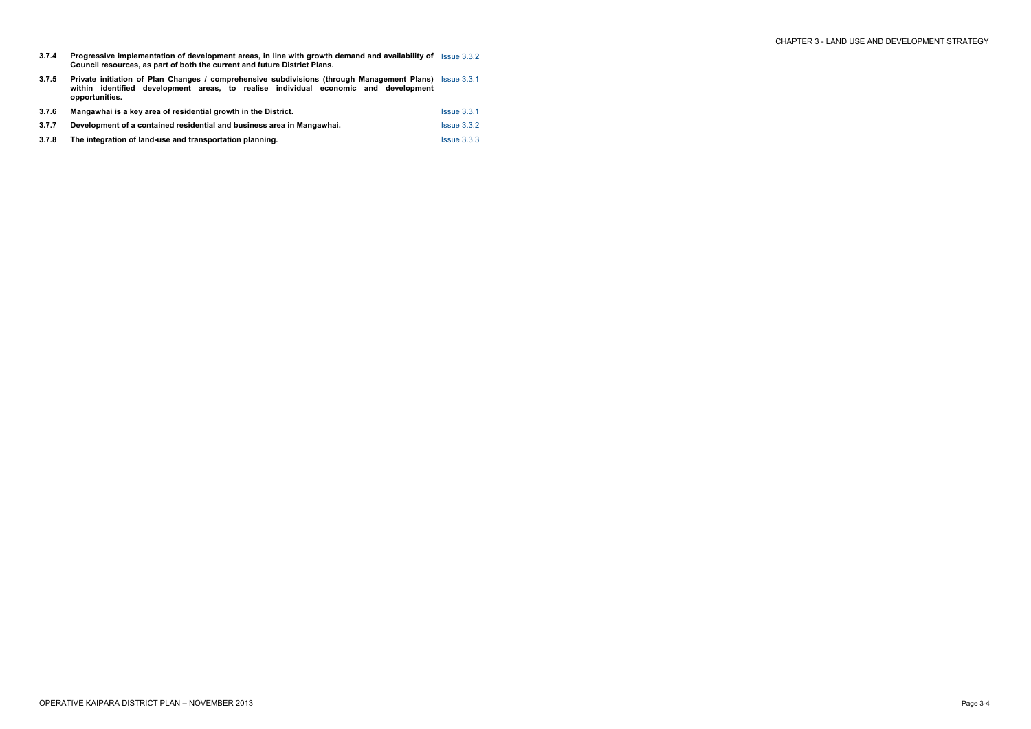| | | |
|---|---|---|
| **3.7.4** | **Progressive implementation of development areas, in line with growth demand and availability of Council resources, as part of both the current and future District Plans.** | Issue 3.3.2 |
| **3.7.5** | **Private initiation of Plan Changes / comprehensive subdivisions (through Management Plans) within identified development areas, to realise individual economic and development opportunities.** | Issue 3.3.1 |
| **3.7.6** | **Mangawhai is a key area of residential growth in the District.** | Issue 3.3.1 |
| **3.7.7** | **Development of a contained residential and business area in Mangawhai.** | Issue 3.3.2 |
| **3.7.8** | **The integration of land-use and transportation planning.** | Issue 3.3.3 |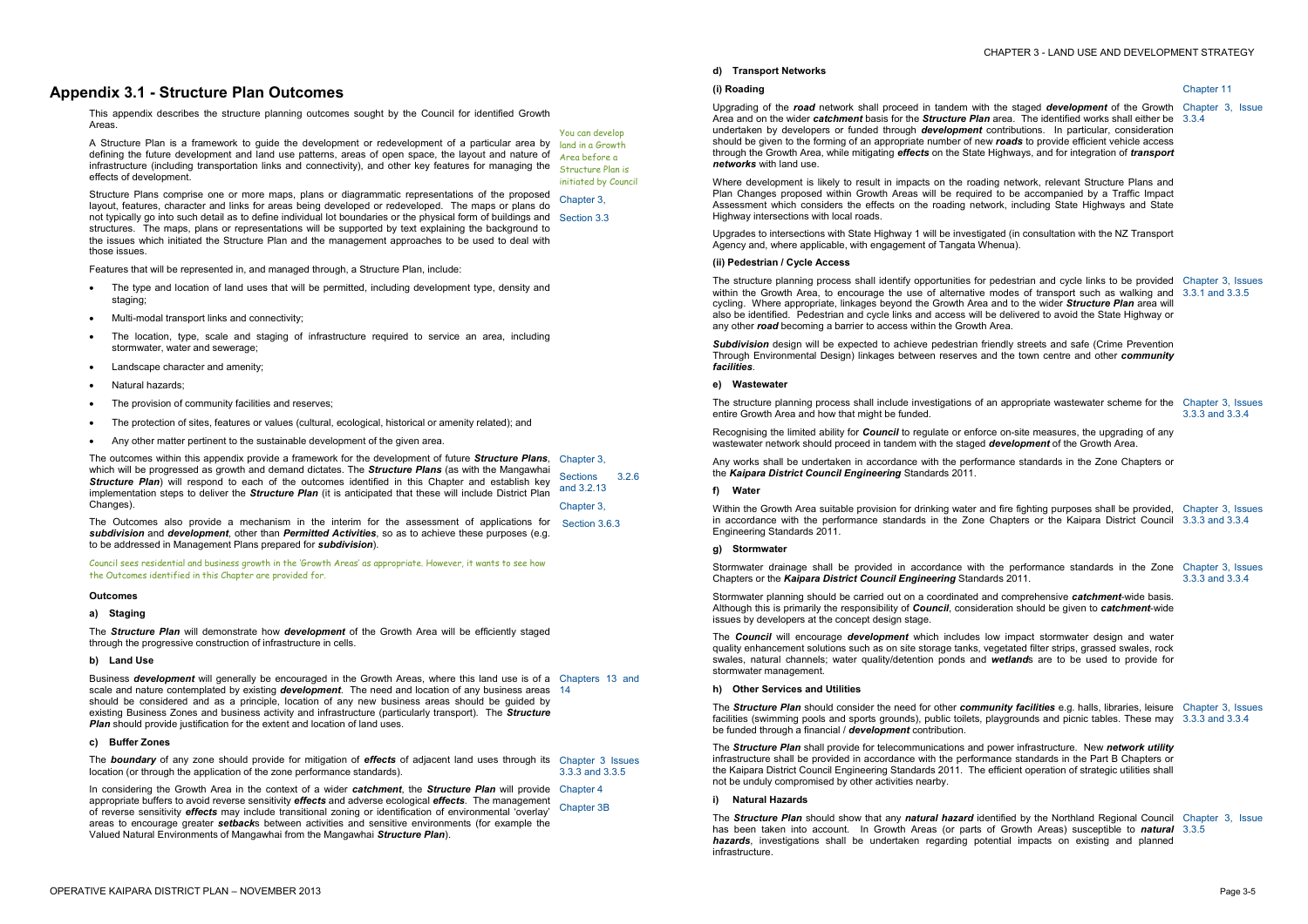# Appendix 3.1 - Structure Plan Outcomes

This appendix describes the structure planning outcomes sought by the Council for identified Growth Areas.

A Structure Plan is a framework to guide the development or redevelopment of a particular area by defining the future development and land use patterns, areas of open space, the layout and nature of infrastructure (including transportation links and connectivity), and other key features for managing the effects of development.

You can develop land in a Growth Area before a Structure Plan is initiated by Council

Structure Plans comprise one or more maps, plans or diagrammatic representations of the proposed layout, features, character and links for areas being developed or redeveloped. The maps or plans do not typically go into such detail as to define individual lot boundaries or the physical form of buildings and structures. The maps, plans or representations will be supported by text explaining the background to the issues which initiated the Structure Plan and the management approaches to be used to deal with those issues.

Chapter 3, Section 3.3

Features that will be represented in, and managed through, a Structure Plan, include:

- The type and location of land uses that will be permitted, including development type, density and staging;
- Multi-modal transport links and connectivity;
- The location, type, scale and staging of infrastructure required to service an area, including stormwater, water and sewerage;
- Landscape character and amenity;
- Natural hazards;
- The provision of community facilities and reserves;
- The protection of sites, features or values (cultural, ecological, historical or amenity related); and
- Any other matter pertinent to the sustainable development of the given area.

The outcomes within this appendix provide a framework for the development of future ***Structure Plans***, which will be progressed as growth and demand dictates. The ***Structure Plans*** (as with the Mangawhai ***Structure Plan***) will respond to each of the outcomes identified in this Chapter and establish key implementation steps to deliver the ***Structure Plan*** (it is anticipated that these will include District Plan Changes).

Chapter 3, Sections 3.2.6 and 3.2.13

The Outcomes also provide a mechanism in the interim for the assessment of applications for ***subdivision*** and ***development***, other than ***Permitted Activities***, so as to achieve these purposes (e.g. to be addressed in Management Plans prepared for ***subdivision***).

Chapter 3, Section 3.6.3

Council sees residential and business growth in the 'Growth Areas' as appropriate. However, it wants to see how the Outcomes identified in this Chapter are provided for.

**Outcomes**

**a) Staging**

The ***Structure Plan*** will demonstrate how ***development*** of the Growth Area will be efficiently staged through the progressive construction of infrastructure in cells.

**b) Land Use**

Business ***development*** will generally be encouraged in the Growth Areas, where this land use is of a scale and nature contemplated by existing ***development***. The need and location of any business areas should be considered and as a principle, location of any new business areas should be guided by existing Business Zones and business activity and infrastructure (particularly transport). The ***Structure Plan*** should provide justification for the extent and location of land uses.

Chapters 13 and 14

**c) Buffer Zones**

The ***boundary*** of any zone should provide for mitigation of ***effects*** of adjacent land uses through its location (or through the application of the zone performance standards).

Chapter 3 Issues 3.3.3 and 3.3.5

In considering the Growth Area in the context of a wider ***catchment***, the ***Structure Plan*** will provide appropriate buffers to avoid reverse sensitivity ***effects*** and adverse ecological ***effects***. The management of reverse sensitivity ***effects*** may include transitional zoning or identification of environmental 'overlay' areas to encourage greater ***setback***s between activities and sensitive environments (for example the Valued Natural Environments of Mangawhai from the Mangawhai ***Structure Plan***).

Chapter 4

Chapter 3B

**d) Transport Networks**

**(i) Roading**

Chapter 11

Upgrading of the ***road*** network shall proceed in tandem with the staged ***development*** of the Growth Area and on the wider ***catchment*** basis for the ***Structure Plan*** area. The identified works shall either be undertaken by developers or funded through ***development*** contributions. In particular, consideration should be given to the forming of an appropriate number of new ***roads*** to provide efficient vehicle access through the Growth Area, while mitigating ***effects*** on the State Highways, and for integration of ***transport networks*** with land use.

Chapter 3, Issue 3.3.4

Where development is likely to result in impacts on the roading network, relevant Structure Plans and Plan Changes proposed within Growth Areas will be required to be accompanied by a Traffic Impact Assessment which considers the effects on the roading network, including State Highways and State Highway intersections with local roads.

Upgrades to intersections with State Highway 1 will be investigated (in consultation with the NZ Transport Agency and, where applicable, with engagement of Tangata Whenua).

**(ii) Pedestrian / Cycle Access**

The structure planning process shall identify opportunities for pedestrian and cycle links to be provided within the Growth Area, to encourage the use of alternative modes of transport such as walking and cycling. Where appropriate, linkages beyond the Growth Area and to the wider ***Structure Plan*** area will also be identified. Pedestrian and cycle links and access will be delivered to avoid the State Highway or any other ***road*** becoming a barrier to access within the Growth Area.

Chapter 3, Issues 3.3.1 and 3.3.5

***Subdivision*** design will be expected to achieve pedestrian friendly streets and safe (Crime Prevention Through Environmental Design) linkages between reserves and the town centre and other ***community facilities***.

**e) Wastewater**

The structure planning process shall include investigations of an appropriate wastewater scheme for the entire Growth Area and how that might be funded.

Chapter 3, Issues 3.3.3 and 3.3.4

Recognising the limited ability for ***Council*** to regulate or enforce on-site measures, the upgrading of any wastewater network should proceed in tandem with the staged ***development*** of the Growth Area.

Any works shall be undertaken in accordance with the performance standards in the Zone Chapters or the ***Kaipara District Council Engineering*** Standards 2011.

**f) Water**

Within the Growth Area suitable provision for drinking water and fire fighting purposes shall be provided, in accordance with the performance standards in the Zone Chapters or the Kaipara District Council Engineering Standards 2011.

Chapter 3, Issues 3.3.3 and 3.3.4

**g) Stormwater**

Stormwater drainage shall be provided in accordance with the performance standards in the Zone Chapters or the ***Kaipara District Council Engineering*** Standards 2011.

Chapter 3, Issues 3.3.3 and 3.3.4

Stormwater planning should be carried out on a coordinated and comprehensive ***catchment***-wide basis. Although this is primarily the responsibility of ***Council***, consideration should be given to ***catchment***-wide issues by developers at the concept design stage.

The ***Council*** will encourage ***development*** which includes low impact stormwater design and water quality enhancement solutions such as on site storage tanks, vegetated filter strips, grassed swales, rock swales, natural channels; water quality/detention ponds and ***wetland***s are to be used to provide for stormwater management.

**h) Other Services and Utilities**

The ***Structure Plan*** should consider the need for other ***community facilities*** e.g. halls, libraries, leisure facilities (swimming pools and sports grounds), public toilets, playgrounds and picnic tables. These may be funded through a financial / ***development*** contribution.

Chapter 3, Issues 3.3.3 and 3.3.4

The ***Structure Plan*** shall provide for telecommunications and power infrastructure. New ***network utility*** infrastructure shall be provided in accordance with the performance standards in the Part B Chapters or the Kaipara District Council Engineering Standards 2011. The efficient operation of strategic utilities shall not be unduly compromised by other activities nearby.

**i) Natural Hazards**

The ***Structure Plan*** should show that any ***natural hazard*** identified by the Northland Regional Council has been taken into account. In Growth Areas (or parts of Growth Areas) susceptible to ***natural hazards***, investigations shall be undertaken regarding potential impacts on existing and planned infrastructure.

Chapter 3, Issue 3.3.5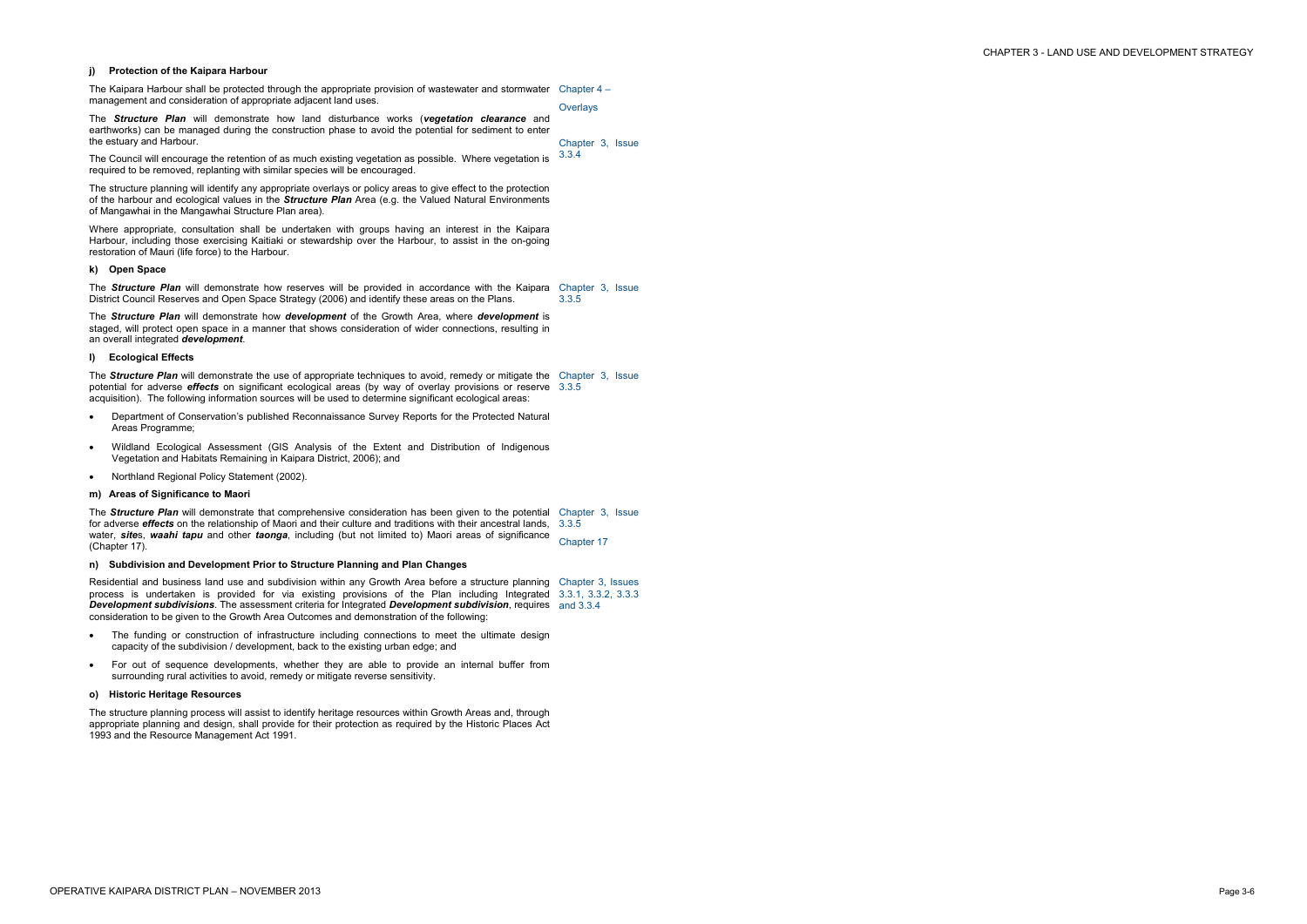#### j) Protection of the Kaipara Harbour

The Kaipara Harbour shall be protected through the appropriate provision of wastewater and stormwater management and consideration of appropriate adjacent land uses.

Chapter 4 – Overlays

The ***Structure Plan*** will demonstrate how land disturbance works (***vegetation clearance*** and earthworks) can be managed during the construction phase to avoid the potential for sediment to enter the estuary and Harbour.

Chapter 3, Issue 3.3.4

The Council will encourage the retention of as much existing vegetation as possible. Where vegetation is required to be removed, replanting with similar species will be encouraged.

The structure planning will identify any appropriate overlays or policy areas to give effect to the protection of the harbour and ecological values in the ***Structure Plan*** Area (e.g. the Valued Natural Environments of Mangawhai in the Mangawhai Structure Plan area).

Where appropriate, consultation shall be undertaken with groups having an interest in the Kaipara Harbour, including those exercising Kaitiaki or stewardship over the Harbour, to assist in the on-going restoration of Mauri (life force) to the Harbour.

#### k) Open Space

The ***Structure Plan*** will demonstrate how reserves will be provided in accordance with the Kaipara District Council Reserves and Open Space Strategy (2006) and identify these areas on the Plans.

Chapter 3, Issue 3.3.5

The ***Structure Plan*** will demonstrate how ***development*** of the Growth Area, where ***development*** is staged, will protect open space in a manner that shows consideration of wider connections, resulting in an overall integrated ***development***.

#### l) Ecological Effects

The ***Structure Plan*** will demonstrate the use of appropriate techniques to avoid, remedy or mitigate the potential for adverse ***effects*** on significant ecological areas (by way of overlay provisions or reserve acquisition). The following information sources will be used to determine significant ecological areas:

Chapter 3, Issue 3.3.5

- Department of Conservation's published Reconnaissance Survey Reports for the Protected Natural Areas Programme;
- Wildland Ecological Assessment (GIS Analysis of the Extent and Distribution of Indigenous Vegetation and Habitats Remaining in Kaipara District, 2006); and
- Northland Regional Policy Statement (2002).

#### m) Areas of Significance to Maori

The ***Structure Plan*** will demonstrate that comprehensive consideration has been given to the potential for adverse ***effects*** on the relationship of Maori and their culture and traditions with their ancestral lands, water, ***site***s, ***waahi tapu*** and other ***taonga***, including (but not limited to) Maori areas of significance (Chapter 17).

Chapter 3, Issue 3.3.5

Chapter 17

#### n) Subdivision and Development Prior to Structure Planning and Plan Changes

Residential and business land use and subdivision within any Growth Area before a structure planning process is undertaken is provided for via existing provisions of the Plan including Integrated ***Development subdivisions***. The assessment criteria for Integrated ***Development subdivision***, requires consideration to be given to the Growth Area Outcomes and demonstration of the following:

Chapter 3, Issues 3.3.1, 3.3.2, 3.3.3 and 3.3.4

- The funding or construction of infrastructure including connections to meet the ultimate design capacity of the subdivision / development, back to the existing urban edge; and
- For out of sequence developments, whether they are able to provide an internal buffer from surrounding rural activities to avoid, remedy or mitigate reverse sensitivity.

#### o) Historic Heritage Resources

The structure planning process will assist to identify heritage resources within Growth Areas and, through appropriate planning and design, shall provide for their protection as required by the Historic Places Act 1993 and the Resource Management Act 1991.